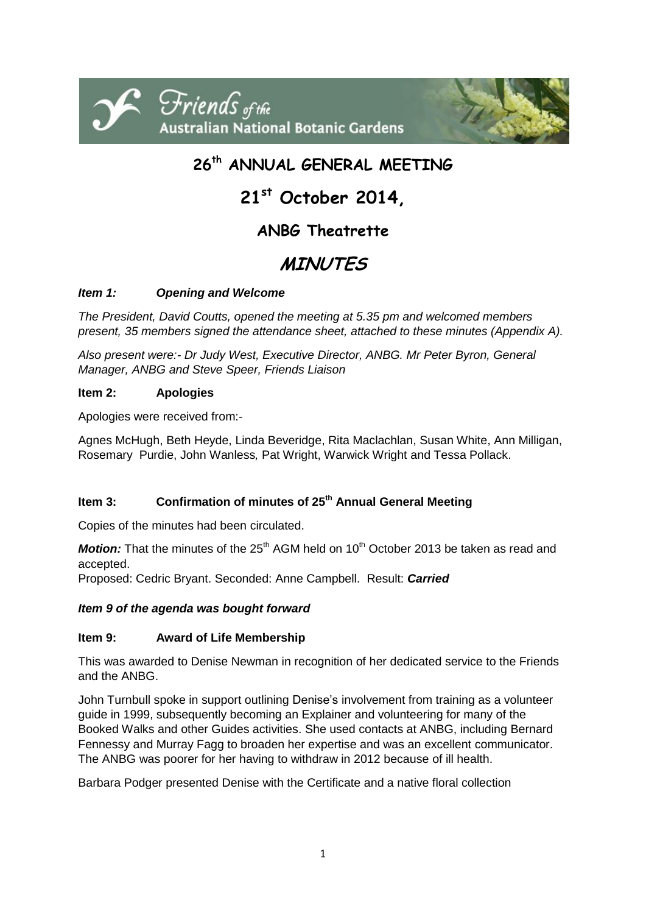Friends of the Australian National Botanic Gardens

# 26th ANNUAL GENERAL MEETING

# 21st October 2014,

## ANBG Theatrette

# *MINUTES*

### *Item 1: Opening and Welcome*

*The President, David Coutts, opened the meeting at 5.35 pm and welcomed members present, 35 members signed the attendance sheet, attached to these minutes (Appendix A).*

*Also present were:- Dr Judy West, Executive Director, ANBG. Mr Peter Byron, General Manager, ANBG and Steve Speer, Friends Liaison*

### Item 2: Apologies

Apologies were received from:-

Agnes McHugh, Beth Heyde, Linda Beveridge, Rita Maclachlan, Susan White, Ann Milligan, Rosemary Purdie, John Wanless*,* Pat Wright, Warwick Wright and Tessa Pollack.

### Item 3: Confirmation of minutes of 25th Annual General Meeting

Copies of the minutes had been circulated.

***Motion:*** That the minutes of the 25th AGM held on 10th October 2013 be taken as read and accepted.
Proposed: Cedric Bryant. Seconded: Anne Campbell. Result: ***Carried***

#### *Item 9 of the agenda was bought forward*

### Item 9: Award of Life Membership

This was awarded to Denise Newman in recognition of her dedicated service to the Friends and the ANBG.

John Turnbull spoke in support outlining Denise's involvement from training as a volunteer guide in 1999, subsequently becoming an Explainer and volunteering for many of the Booked Walks and other Guides activities. She used contacts at ANBG, including Bernard Fennessy and Murray Fagg to broaden her expertise and was an excellent communicator. The ANBG was poorer for her having to withdraw in 2012 because of ill health.

Barbara Podger presented Denise with the Certificate and a native floral collection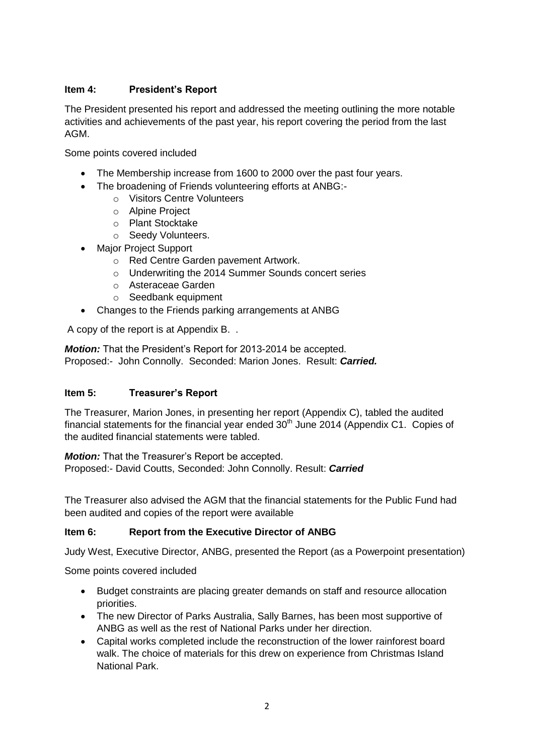### Item 4: President's Report

The President presented his report and addressed the meeting outlining the more notable activities and achievements of the past year, his report covering the period from the last AGM.

Some points covered included

- The Membership increase from 1600 to 2000 over the past four years.
- The broadening of Friends volunteering efforts at ANBG:-
  - Visitors Centre Volunteers
  - Alpine Project
  - Plant Stocktake
  - Seedy Volunteers.
- Major Project Support
  - Red Centre Garden pavement Artwork.
  - Underwriting the 2014 Summer Sounds concert series
  - Asteraceae Garden
  - Seedbank equipment
- Changes to the Friends parking arrangements at ANBG

A copy of the report is at Appendix B. .

***Motion:*** That the President's Report for 2013-2014 be accepted.
Proposed:- John Connolly. Seconded: Marion Jones. Result: ***Carried.***

### Item 5: Treasurer's Report

The Treasurer, Marion Jones, in presenting her report (Appendix C), tabled the audited financial statements for the financial year ended 30th June 2014 (Appendix C1. Copies of the audited financial statements were tabled.

***Motion:*** That the Treasurer's Report be accepted.
Proposed:- David Coutts, Seconded: John Connolly. Result: ***Carried***

The Treasurer also advised the AGM that the financial statements for the Public Fund had been audited and copies of the report were available

### Item 6: Report from the Executive Director of ANBG

Judy West, Executive Director, ANBG, presented the Report (as a Powerpoint presentation)

Some points covered included

- Budget constraints are placing greater demands on staff and resource allocation priorities.
- The new Director of Parks Australia, Sally Barnes, has been most supportive of ANBG as well as the rest of National Parks under her direction.
- Capital works completed include the reconstruction of the lower rainforest board walk. The choice of materials for this drew on experience from Christmas Island National Park.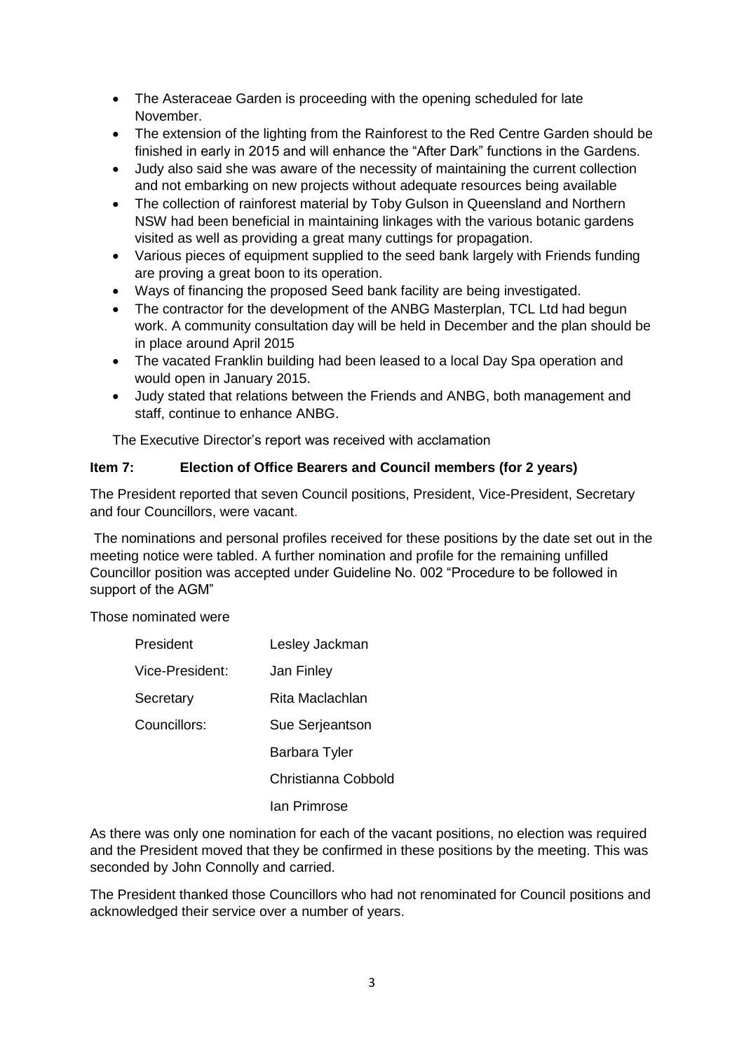- The Asteraceae Garden is proceeding with the opening scheduled for late November.
- The extension of the lighting from the Rainforest to the Red Centre Garden should be finished in early in 2015 and will enhance the "After Dark" functions in the Gardens.
- Judy also said she was aware of the necessity of maintaining the current collection and not embarking on new projects without adequate resources being available
- The collection of rainforest material by Toby Gulson in Queensland and Northern NSW had been beneficial in maintaining linkages with the various botanic gardens visited as well as providing a great many cuttings for propagation.
- Various pieces of equipment supplied to the seed bank largely with Friends funding are proving a great boon to its operation.
- Ways of financing the proposed Seed bank facility are being investigated.
- The contractor for the development of the ANBG Masterplan, TCL Ltd had begun work. A community consultation day will be held in December and the plan should be in place around April 2015
- The vacated Franklin building had been leased to a local Day Spa operation and would open in January 2015.
- Judy stated that relations between the Friends and ANBG, both management and staff, continue to enhance ANBG.

The Executive Director's report was received with acclamation

**Item 7: Election of Office Bearers and Council members (for 2 years)**

The President reported that seven Council positions, President, Vice-President, Secretary and four Councillors, were vacant.

The nominations and personal profiles received for these positions by the date set out in the meeting notice were tabled. A further nomination and profile for the remaining unfilled Councillor position was accepted under Guideline No. 002 "Procedure to be followed in support of the AGM"

Those nominated were

| | |
|---|---|
| President | Lesley Jackman |
| Vice-President: | Jan Finley |
| Secretary | Rita Maclachlan |
| Councillors: | Sue Serjeantson |
| | Barbara Tyler |
| | Christianna Cobbold |
| | Ian Primrose |

As there was only one nomination for each of the vacant positions, no election was required and the President moved that they be confirmed in these positions by the meeting. This was seconded by John Connolly and carried.

The President thanked those Councillors who had not renominated for Council positions and acknowledged their service over a number of years.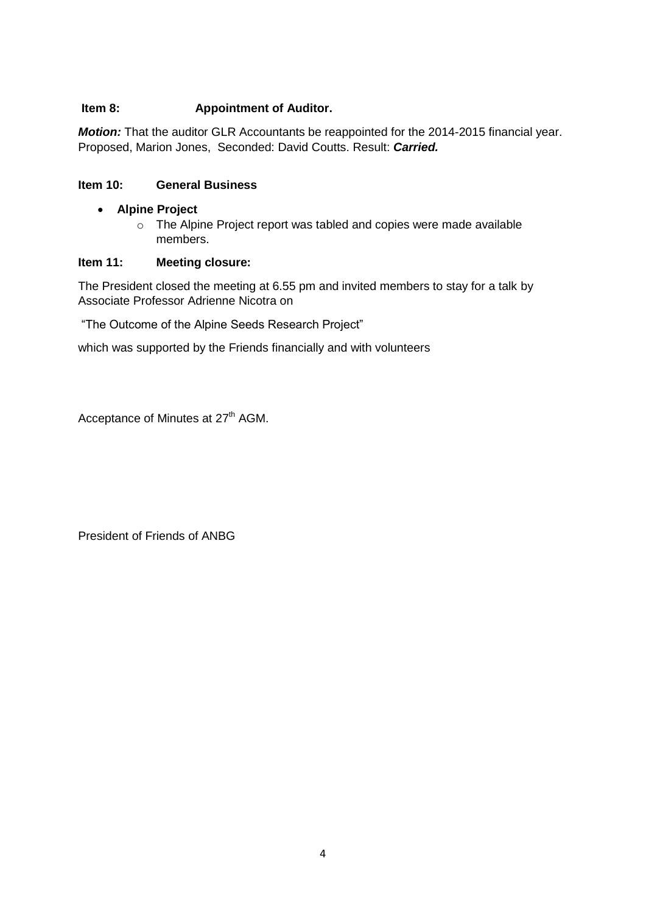**Item 8: Appointment of Auditor.**

***Motion:*** That the auditor GLR Accountants be reappointed for the 2014-2015 financial year. Proposed, Marion Jones, Seconded: David Coutts. Result: ***Carried.***

**Item 10: General Business**

- **Alpine Project**
  - The Alpine Project report was tabled and copies were made available members.

**Item 11: Meeting closure:**

The President closed the meeting at 6.55 pm and invited members to stay for a talk by Associate Professor Adrienne Nicotra on

"The Outcome of the Alpine Seeds Research Project"

which was supported by the Friends financially and with volunteers

Acceptance of Minutes at 27th AGM.

President of Friends of ANBG